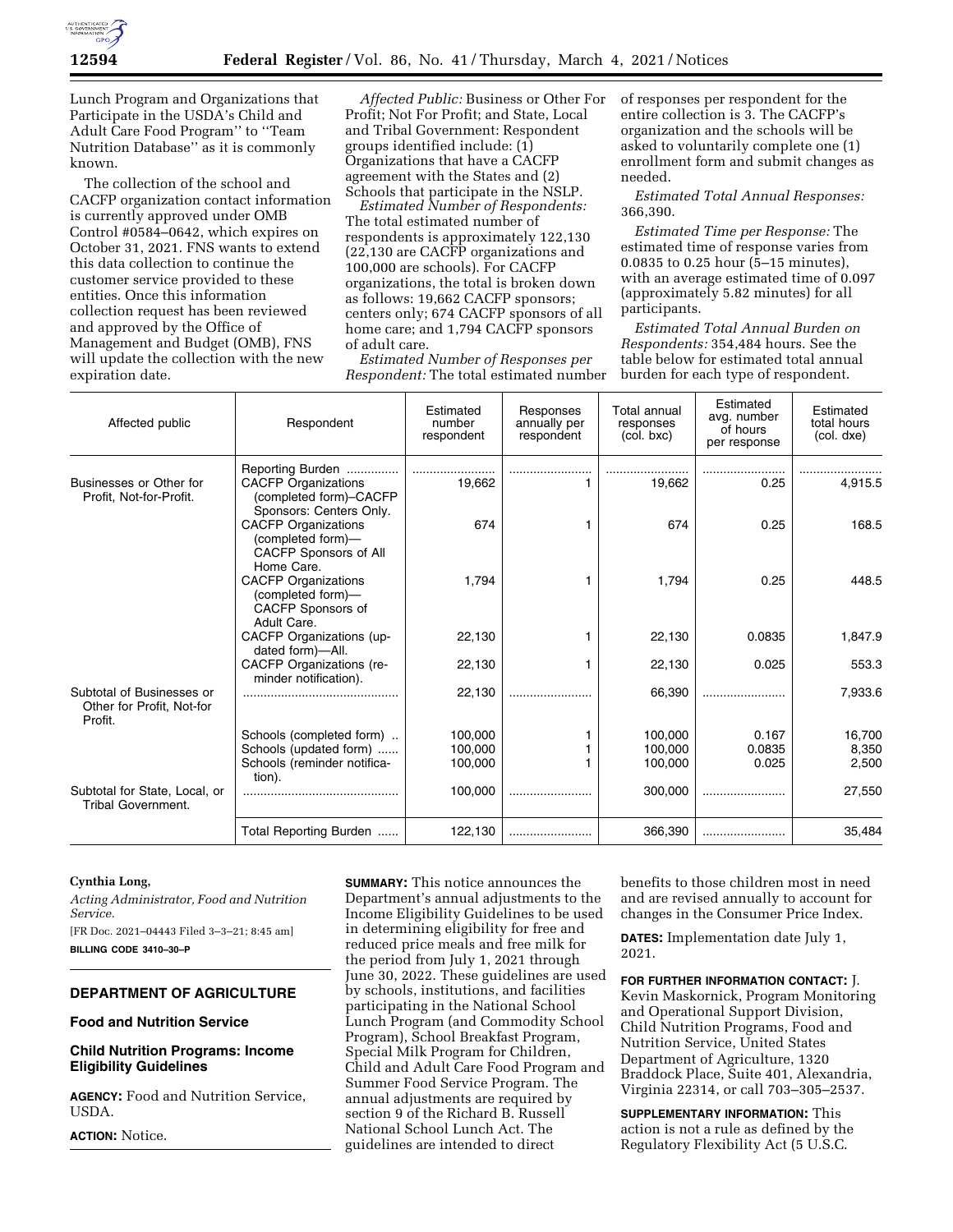Lunch Program and Organizations that Participate in the USDA's Child and Adult Care Food Program'' to ''Team Nutrition Database'' as it is commonly known.

The collection of the school and CACFP organization contact information is currently approved under OMB Control #0584–0642, which expires on October 31, 2021. FNS wants to extend this data collection to continue the customer service provided to these entities. Once this information collection request has been reviewed and approved by the Office of Management and Budget (OMB), FNS will update the collection with the new expiration date.

*Affected Public:* Business or Other For Profit; Not For Profit; and State, Local and Tribal Government: Respondent groups identified include: (1) Organizations that have a CACFP agreement with the States and (2) Schools that participate in the NSLP.

*Estimated Number of Respondents:* The total estimated number of respondents is approximately 122,130 (22,130 are CACFP organizations and 100,000 are schools). For CACFP organizations, the total is broken down as follows: 19,662 CACFP sponsors; centers only; 674 CACFP sponsors of all home care; and 1,794 CACFP sponsors of adult care.

*Estimated Number of Responses per Respondent:* The total estimated number of responses per respondent for the entire collection is 3. The CACFP's organization and the schools will be asked to voluntarily complete one (1) enrollment form and submit changes as needed.

*Estimated Total Annual Responses:* 366,390.

*Estimated Time per Response:* The estimated time of response varies from 0.0835 to 0.25 hour (5–15 minutes), with an average estimated time of 0.097 (approximately 5.82 minutes) for all participants.

*Estimated Total Annual Burden on Respondents:* 354,484 hours. See the table below for estimated total annual burden for each type of respondent.

| Affected public | Respondent | Estimated number respondent | Responses annually per respondent | Total annual responses (col. bxc) | Estimated avg. number of hours per response | Estimated total hours (col. dxe) |
|---|---|---|---|---|---|---|
| | Reporting Burden .............. | ........................ | ........................ | ........................ | ........................ | ........................ |
| Businesses or Other for Profit, Not-for-Profit. | CACFP Organizations (completed form)–CACFP Sponsors: Centers Only. | 19,662 | 1 | 19,662 | 0.25 | 4,915.5 |
| | CACFP Organizations (completed form)—CACFP Sponsors of All Home Care. | 674 | 1 | 674 | 0.25 | 168.5 |
| | CACFP Organizations (completed form)—CACFP Sponsors of Adult Care. | 1,794 | 1 | 1,794 | 0.25 | 448.5 |
| | CACFP Organizations (updated form)—All. | 22,130 | 1 | 22,130 | 0.0835 | 1,847.9 |
| | CACFP Organizations (reminder notification). | 22,130 | 1 | 22,130 | 0.025 | 553.3 |
| Subtotal of Businesses or Other for Profit, Not-for Profit. | ............................................ | 22,130 | ........................ | 66,390 | ........................ | 7,933.6 |
| | Schools (completed form) .. | 100,000 | 1 | 100,000 | 0.167 | 16,700 |
| | Schools (updated form) ...... | 100,000 | 1 | 100,000 | 0.0835 | 8,350 |
| | Schools (reminder notification). | 100,000 | 1 | 100,000 | 0.025 | 2,500 |
| Subtotal for State, Local, or Tribal Government. | ............................................ | 100,000 | ........................ | 300,000 | ........................ | 27,550 |
| | Total Reporting Burden ...... | 122,130 | ........................ | 366,390 | ........................ | 35,484 |

**Cynthia Long,**

*Acting Administrator, Food and Nutrition Service.*

[FR Doc. 2021–04443 Filed 3–3–21; 8:45 am]

**BILLING CODE 3410–30–P**

## DEPARTMENT OF AGRICULTURE

### Food and Nutrition Service

### Child Nutrition Programs: Income Eligibility Guidelines

**AGENCY:** Food and Nutrition Service, USDA.

**ACTION:** Notice.

**SUMMARY:** This notice announces the Department's annual adjustments to the Income Eligibility Guidelines to be used in determining eligibility for free and reduced price meals and free milk for the period from July 1, 2021 through June 30, 2022. These guidelines are used by schools, institutions, and facilities participating in the National School Lunch Program (and Commodity School Program), School Breakfast Program, Special Milk Program for Children, Child and Adult Care Food Program and Summer Food Service Program. The annual adjustments are required by section 9 of the Richard B. Russell National School Lunch Act. The guidelines are intended to direct benefits to those children most in need and are revised annually to account for changes in the Consumer Price Index.

**DATES:** Implementation date July 1, 2021.

**FOR FURTHER INFORMATION CONTACT:** J. Kevin Maskornick, Program Monitoring and Operational Support Division, Child Nutrition Programs, Food and Nutrition Service, United States Department of Agriculture, 1320 Braddock Place, Suite 401, Alexandria, Virginia 22314, or call 703–305–2537.

**SUPPLEMENTARY INFORMATION:** This action is not a rule as defined by the Regulatory Flexibility Act (5 U.S.C.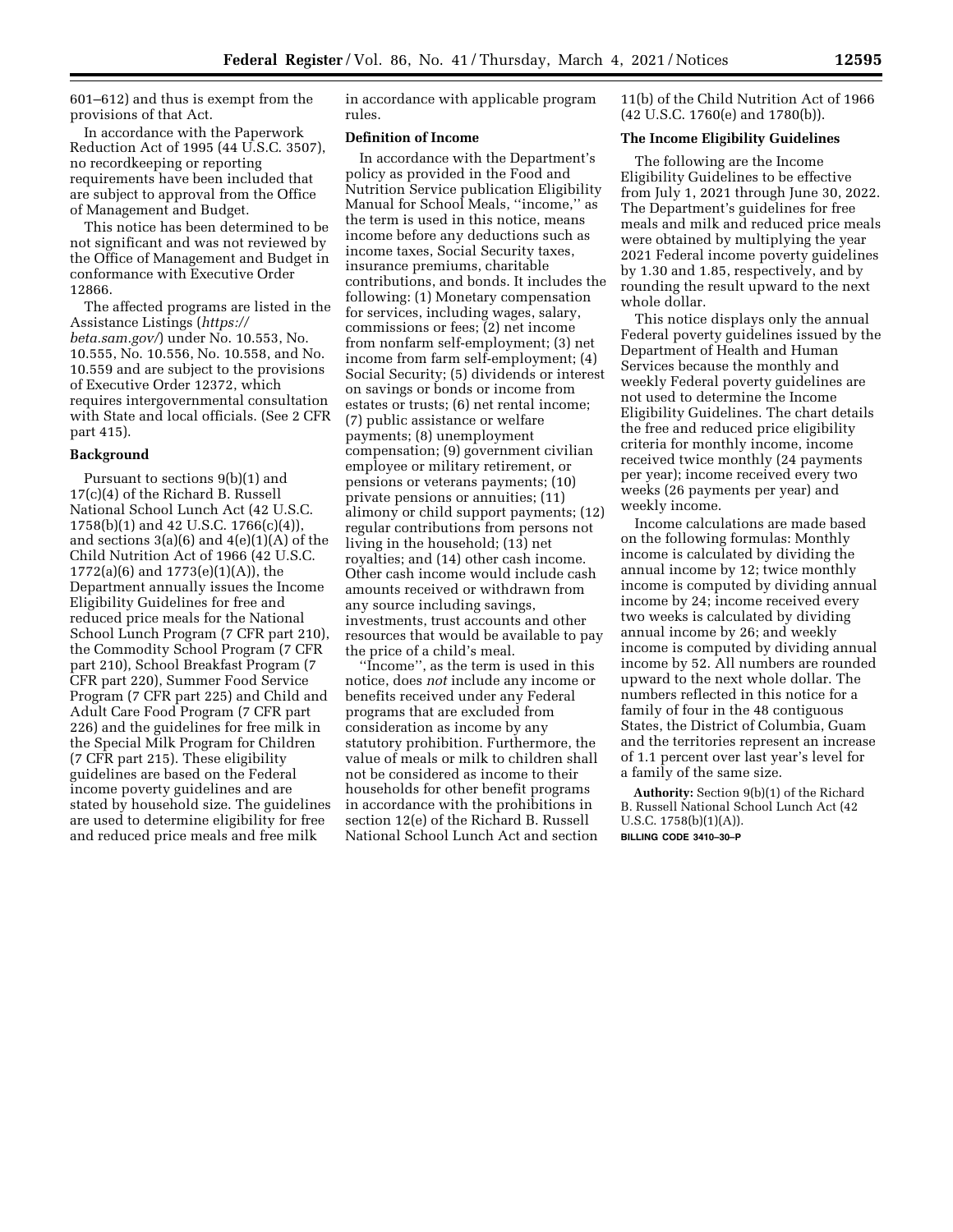601–612) and thus is exempt from the provisions of that Act.

In accordance with the Paperwork Reduction Act of 1995 (44 U.S.C. 3507), no recordkeeping or reporting requirements have been included that are subject to approval from the Office of Management and Budget.

This notice has been determined to be not significant and was not reviewed by the Office of Management and Budget in conformance with Executive Order 12866.

The affected programs are listed in the Assistance Listings (*https://beta.sam.gov/*) under No. 10.553, No. 10.555, No. 10.556, No. 10.558, and No. 10.559 and are subject to the provisions of Executive Order 12372, which requires intergovernmental consultation with State and local officials. (See 2 CFR part 415).

**Background**

Pursuant to sections 9(b)(1) and 17(c)(4) of the Richard B. Russell National School Lunch Act (42 U.S.C. 1758(b)(1) and 42 U.S.C. 1766(c)(4)), and sections 3(a)(6) and 4(e)(1)(A) of the Child Nutrition Act of 1966 (42 U.S.C. 1772(a)(6) and 1773(e)(1)(A)), the Department annually issues the Income Eligibility Guidelines for free and reduced price meals for the National School Lunch Program (7 CFR part 210), the Commodity School Program (7 CFR part 210), School Breakfast Program (7 CFR part 220), Summer Food Service Program (7 CFR part 225) and Child and Adult Care Food Program (7 CFR part 226) and the guidelines for free milk in the Special Milk Program for Children (7 CFR part 215). These eligibility guidelines are based on the Federal income poverty guidelines and are stated by household size. The guidelines are used to determine eligibility for free and reduced price meals and free milk in accordance with applicable program rules.

**Definition of Income**

In accordance with the Department's policy as provided in the Food and Nutrition Service publication Eligibility Manual for School Meals, ''income,'' as the term is used in this notice, means income before any deductions such as income taxes, Social Security taxes, insurance premiums, charitable contributions, and bonds. It includes the following: (1) Monetary compensation for services, including wages, salary, commissions or fees; (2) net income from nonfarm self-employment; (3) net income from farm self-employment; (4) Social Security; (5) dividends or interest on savings or bonds or income from estates or trusts; (6) net rental income; (7) public assistance or welfare payments; (8) unemployment compensation; (9) government civilian employee or military retirement, or pensions or veterans payments; (10) private pensions or annuities; (11) alimony or child support payments; (12) regular contributions from persons not living in the household; (13) net royalties; and (14) other cash income. Other cash income would include cash amounts received or withdrawn from any source including savings, investments, trust accounts and other resources that would be available to pay the price of a child's meal.

''Income'', as the term is used in this notice, does *not* include any income or benefits received under any Federal programs that are excluded from consideration as income by any statutory prohibition. Furthermore, the value of meals or milk to children shall not be considered as income to their households for other benefit programs in accordance with the prohibitions in section 12(e) of the Richard B. Russell National School Lunch Act and section 11(b) of the Child Nutrition Act of 1966 (42 U.S.C. 1760(e) and 1780(b)).

**The Income Eligibility Guidelines**

The following are the Income Eligibility Guidelines to be effective from July 1, 2021 through June 30, 2022. The Department's guidelines for free meals and milk and reduced price meals were obtained by multiplying the year 2021 Federal income poverty guidelines by 1.30 and 1.85, respectively, and by rounding the result upward to the next whole dollar.

This notice displays only the annual Federal poverty guidelines issued by the Department of Health and Human Services because the monthly and weekly Federal poverty guidelines are not used to determine the Income Eligibility Guidelines. The chart details the free and reduced price eligibility criteria for monthly income, income received twice monthly (24 payments per year); income received every two weeks (26 payments per year) and weekly income.

Income calculations are made based on the following formulas: Monthly income is calculated by dividing the annual income by 12; twice monthly income is computed by dividing annual income by 24; income received every two weeks is calculated by dividing annual income by 26; and weekly income is computed by dividing annual income by 52. All numbers are rounded upward to the next whole dollar. The numbers reflected in this notice for a family of four in the 48 contiguous States, the District of Columbia, Guam and the territories represent an increase of 1.1 percent over last year's level for a family of the same size.

**Authority:** Section 9(b)(1) of the Richard B. Russell National School Lunch Act (42 U.S.C. 1758(b)(1)(A)).

BILLING CODE 3410–30–P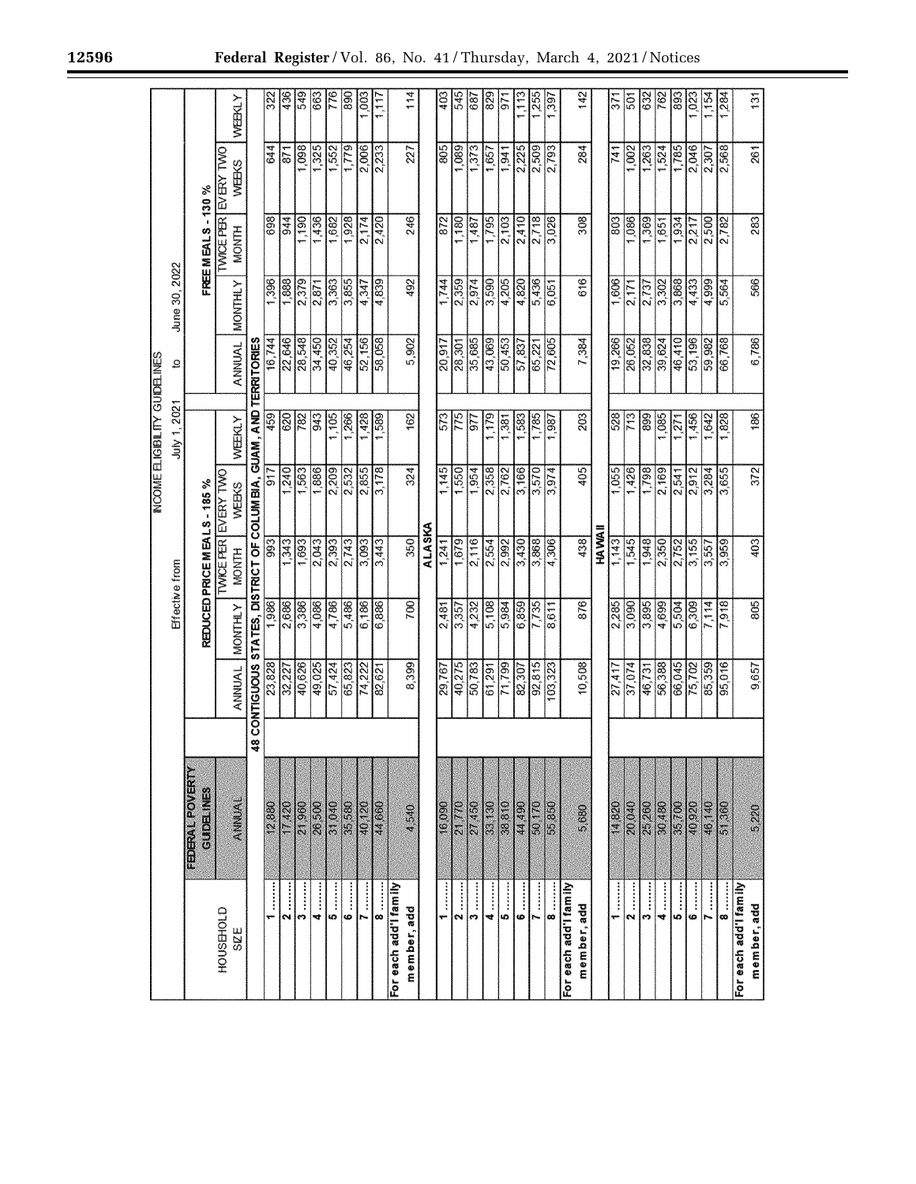INCOME ELIGIBILITY GUIDELINES

Effective from July 1, 2021 to June 30, 2022

| HOUSEHOLD SIZE | FEDERAL POVERTY GUIDELINES | REDUCED PRICE MEALS - 185 % | | | | | FREE MEALS - 130 % | | | | |
|---|---|---|---|---|---|---|---|---|---|---|---|
| | ANNUAL | ANNUAL | MONTHLY | TWICE PER MONTH | EVERY TWO WEEKS | WEEKLY | ANNUAL | MONTHLY | TWICE PER MONTH | EVERY TWO WEEKS | WEEKLY |
| **48 CONTIGUOUS STATES, DISTRICT OF COLUMBIA, GUAM, AND TERRITORIES** | | | | | | | | | | | |
| 1 ....... | 12,880 | 23,828 | 1,986 | 993 | 917 | 459 | 16,744 | 1,396 | 698 | 644 | 322 |
| 2 ....... | 17,420 | 32,227 | 2,686 | 1,343 | 1,240 | 620 | 22,646 | 1,888 | 944 | 871 | 436 |
| 3 ....... | 21,960 | 40,626 | 3,386 | 1,693 | 1,563 | 782 | 28,548 | 2,379 | 1,190 | 1,098 | 549 |
| 4 ....... | 26,500 | 49,025 | 4,086 | 2,043 | 1,886 | 943 | 34,450 | 2,871 | 1,436 | 1,325 | 663 |
| 5 ....... | 31,040 | 57,424 | 4,786 | 2,393 | 2,209 | 1,105 | 40,352 | 3,363 | 1,682 | 1,552 | 776 |
| 6 ....... | 35,580 | 65,823 | 5,486 | 2,743 | 2,532 | 1,266 | 46,254 | 3,855 | 1,928 | 1,779 | 890 |
| 7 ....... | 40,120 | 74,222 | 6,186 | 3,093 | 2,855 | 1,428 | 52,156 | 4,347 | 2,174 | 2,006 | 1,003 |
| 8 ....... | 44,660 | 82,621 | 6,886 | 3,443 | 3,178 | 1,589 | 58,058 | 4,839 | 2,420 | 2,233 | 1,117 |
| For each add'l family member, add | 4,540 | 8,399 | 700 | 350 | 324 | 162 | 5,902 | 492 | 246 | 227 | 114 |
| **ALASKA** | | | | | | | | | | | |
| 1 ....... | 16,090 | 29,767 | 2,481 | 1,241 | 1,145 | 573 | 20,917 | 1,744 | 872 | 805 | 403 |
| 2 ....... | 21,770 | 40,275 | 3,357 | 1,679 | 1,550 | 775 | 28,301 | 2,359 | 1,180 | 1,089 | 545 |
| 3 ....... | 27,450 | 50,783 | 4,232 | 2,116 | 1,954 | 977 | 35,685 | 2,974 | 1,487 | 1,373 | 687 |
| 4 ....... | 33,130 | 61,291 | 5,108 | 2,554 | 2,358 | 1,179 | 43,069 | 3,590 | 1,795 | 1,657 | 829 |
| 5 ....... | 38,810 | 71,799 | 5,984 | 2,992 | 2,762 | 1,381 | 50,453 | 4,205 | 2,103 | 1,941 | 971 |
| 6 ....... | 44,490 | 82,307 | 6,859 | 3,430 | 3,166 | 1,583 | 57,837 | 4,820 | 2,410 | 2,225 | 1,113 |
| 7 ....... | 50,170 | 92,815 | 7,735 | 3,868 | 3,570 | 1,785 | 65,221 | 5,436 | 2,718 | 2,509 | 1,255 |
| 8 ....... | 55,850 | 103,323 | 8,611 | 4,306 | 3,974 | 1,987 | 72,605 | 6,051 | 3,026 | 2,793 | 1,397 |
| For each add'l family member, add | 5,680 | 10,508 | 876 | 438 | 405 | 203 | 7,384 | 616 | 308 | 284 | 142 |
| **HAWAII** | | | | | | | | | | | |
| 1 ....... | 14,820 | 27,417 | 2,285 | 1,143 | 1,055 | 528 | 19,266 | 1,606 | 803 | 741 | 371 |
| 2 ....... | 20,040 | 37,074 | 3,090 | 1,545 | 1,426 | 713 | 26,052 | 2,171 | 1,086 | 1,002 | 501 |
| 3 ....... | 25,260 | 46,731 | 3,895 | 1,948 | 1,798 | 899 | 32,838 | 2,737 | 1,369 | 1,263 | 632 |
| 4 ....... | 30,480 | 56,388 | 4,699 | 2,350 | 2,169 | 1,085 | 39,624 | 3,302 | 1,651 | 1,524 | 762 |
| 5 ....... | 35,700 | 66,045 | 5,504 | 2,752 | 2,541 | 1,271 | 46,410 | 3,868 | 1,934 | 1,785 | 893 |
| 6 ....... | 40,920 | 75,702 | 6,309 | 3,155 | 2,912 | 1,456 | 53,196 | 4,433 | 2,217 | 2,046 | 1,023 |
| 7 ....... | 46,140 | 85,359 | 7,114 | 3,557 | 3,284 | 1,642 | 59,982 | 4,999 | 2,500 | 2,307 | 1,154 |
| 8 ....... | 51,360 | 95,016 | 7,918 | 3,959 | 3,655 | 1,828 | 66,768 | 5,564 | 2,782 | 2,568 | 1,284 |
| For each add'l family member, add | 5,220 | 9,657 | 805 | 403 | 372 | 186 | 6,786 | 566 | 283 | 261 | 131 |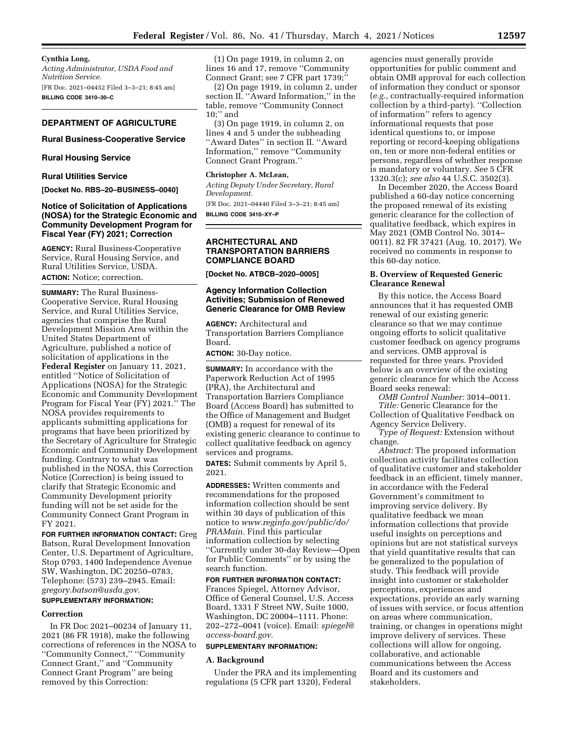**Cynthia Long,**

*Acting Administrator, USDA Food and Nutrition Service.*

[FR Doc. 2021–04452 Filed 3–3–21; 8:45 am]

**BILLING CODE 3410–30–C**

## DEPARTMENT OF AGRICULTURE

### Rural Business-Cooperative Service

### Rural Housing Service

### Rural Utilities Service

**[Docket No. RBS–20–BUSINESS–0040]**

### Notice of Solicitation of Applications (NOSA) for the Strategic Economic and Community Development Program for Fiscal Year (FY) 2021; Correction

**AGENCY:** Rural Business-Cooperative Service, Rural Housing Service, and Rural Utilities Service, USDA.

**ACTION:** Notice; correction.

**SUMMARY:** The Rural Business-Cooperative Service, Rural Housing Service, and Rural Utilities Service, agencies that comprise the Rural Development Mission Area within the United States Department of Agriculture, published a notice of solicitation of applications in the **Federal Register** on January 11, 2021, entitled ''Notice of Solicitation of Applications (NOSA) for the Strategic Economic and Community Development Program for Fiscal Year (FY) 2021.'' The NOSA provides requirements to applicants submitting applications for programs that have been prioritized by the Secretary of Agriculture for Strategic Economic and Community Development funding. Contrary to what was published in the NOSA, this Correction Notice (Correction) is being issued to clarify that Strategic Economic and Community Development priority funding will not be set aside for the Community Connect Grant Program in FY 2021.

**FOR FURTHER INFORMATION CONTACT:** Greg Batson, Rural Development Innovation Center, U.S. Department of Agriculture, Stop 0793, 1400 Independence Avenue SW, Washington, DC 20250–0783, Telephone: (573) 239–2945. Email: *gregory.batson@usda.gov.*

**SUPPLEMENTARY INFORMATION:**

#### Correction

In FR Doc 2021–00234 of January 11, 2021 (86 FR 1918), make the following corrections of references in the NOSA to ''Community Connect,'' ''Community Connect Grant,'' and ''Community Connect Grant Program'' are being removed by this Correction:

(1) On page 1919, in column 2, on lines 16 and 17, remove ''Community Connect Grant; see 7 CFR part 1739;''

(2) On page 1919, in column 2, under section II. ''Award Information,'' in the table, remove ''Community Connect 10;'' and

(3) On page 1919, in column 2, on lines 4 and 5 under the subheading ''Award Dates'' in section II. ''Award Information,'' remove ''Community Connect Grant Program.''

**Christopher A. McLean,**

*Acting Deputy Under Secretary, Rural Development.*

[FR Doc. 2021–04440 Filed 3–3–21; 8:45 am]

**BILLING CODE 3410–XY–P**

## ARCHITECTURAL AND TRANSPORTATION BARRIERS COMPLIANCE BOARD

**[Docket No. ATBCB–2020–0005]**

### Agency Information Collection Activities; Submission of Renewed Generic Clearance for OMB Review

**AGENCY:** Architectural and Transportation Barriers Compliance Board.

**ACTION:** 30-Day notice.

**SUMMARY:** In accordance with the Paperwork Reduction Act of 1995 (PRA), the Architectural and Transportation Barriers Compliance Board (Access Board) has submitted to the Office of Management and Budget (OMB) a request for renewal of its existing generic clearance to continue to collect qualitative feedback on agency services and programs.

**DATES:** Submit comments by April 5, 2021.

**ADDRESSES:** Written comments and recommendations for the proposed information collection should be sent within 30 days of publication of this notice to *www.reginfo.gov/public/do/PRAMain.* Find this particular information collection by selecting ''Currently under 30-day Review—Open for Public Comments'' or by using the search function.

**FOR FURTHER INFORMATION CONTACT:** Frances Spiegel, Attorney Advisor, Office of General Counsel, U.S. Access Board, 1331 F Street NW, Suite 1000, Washington, DC 20004–1111. Phone: 202–272–0041 (voice). Email: *spiegel@access-board.gov.*

**SUPPLEMENTARY INFORMATION:**

#### A. Background

Under the PRA and its implementing regulations (5 CFR part 1320), Federal agencies must generally provide opportunities for public comment and obtain OMB approval for each collection of information they conduct or sponsor (*e.g.,* contractually-required information collection by a third-party). ''Collection of information'' refers to agency informational requests that pose identical questions to, or impose reporting or record-keeping obligations on, ten or more non-federal entities or persons, regardless of whether response is mandatory or voluntary. *See* 5 CFR 1320.3(c); *see also* 44 U.S.C. 3502(3).

In December 2020, the Access Board published a 60-day notice concerning the proposed renewal of its existing generic clearance for the collection of qualitative feedback, which expires in May 2021 (OMB Control No. 3014–0011). 82 FR 37421 (Aug. 10, 2017). We received no comments in response to this 60-day notice.

#### B. Overview of Requested Generic Clearance Renewal

By this notice, the Access Board announces that it has requested OMB renewal of our existing generic clearance so that we may continue ongoing efforts to solicit qualitative customer feedback on agency programs and services. OMB approval is requested for three years. Provided below is an overview of the existing generic clearance for which the Access Board seeks renewal:

*OMB Control Number:* 3014–0011.

*Title:* Generic Clearance for the Collection of Qualitative Feedback on Agency Service Delivery.

*Type of Request:* Extension without change.

*Abstract:* The proposed information collection activity facilitates collection of qualitative customer and stakeholder feedback in an efficient, timely manner, in accordance with the Federal Government's commitment to improving service delivery. By qualitative feedback we mean information collections that provide useful insights on perceptions and opinions but are not statistical surveys that yield quantitative results that can be generalized to the population of study. This feedback will provide insight into customer or stakeholder perceptions, experiences and expectations, provide an early warning of issues with service, or focus attention on areas where communication, training, or changes in operations might improve delivery of services. These collections will allow for ongoing, collaborative, and actionable communications between the Access Board and its customers and stakeholders.